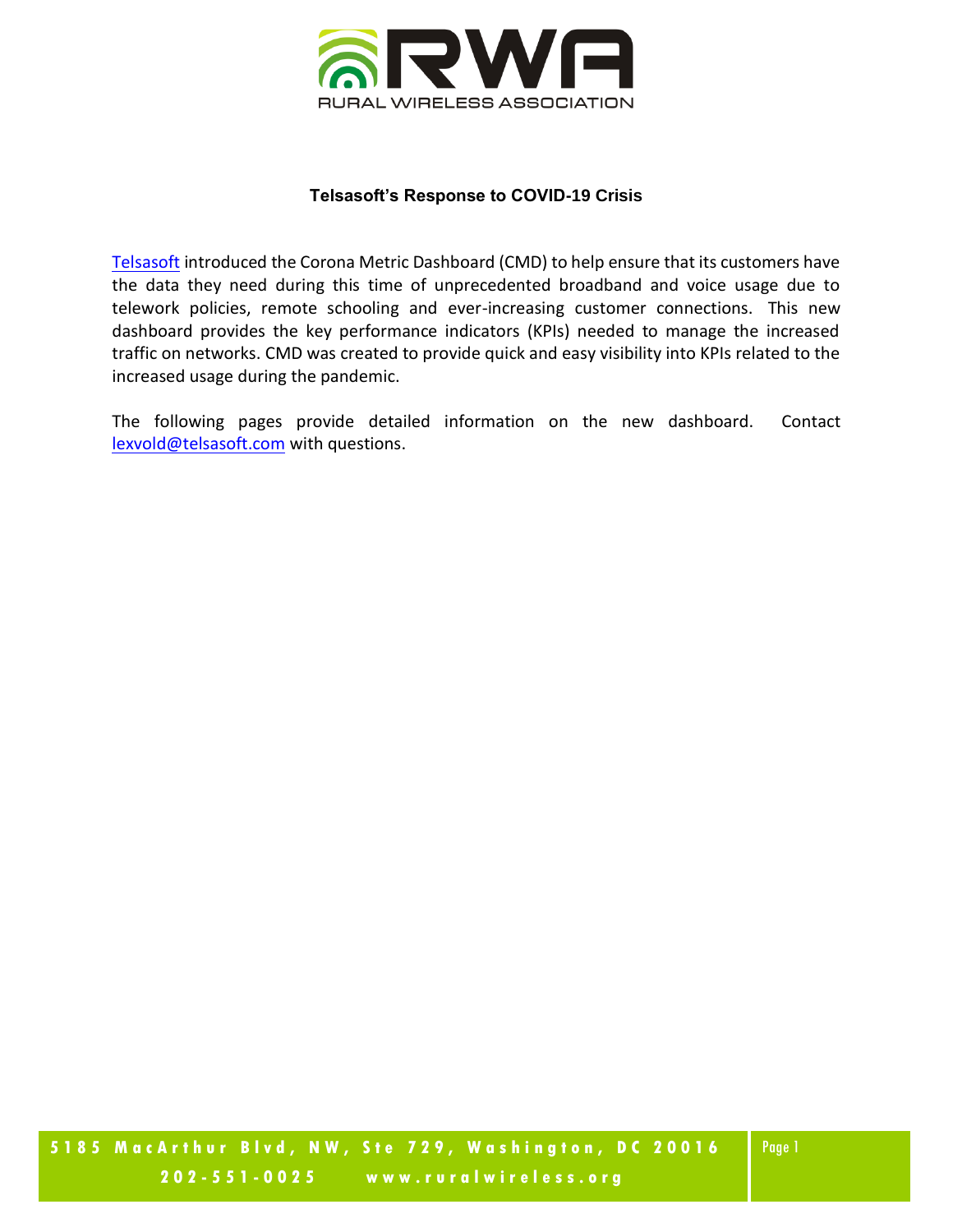**Telsasoft's Response to COVID-19 Crisis**

Telsasoft introduced the Corona Metric Dashboard (CMD) to help ensure that its customers have the data they need during this time of unprecedented broadband and voice usage due to telework policies, remote schooling and ever-increasing customer connections. This new dashboard provides the key performance indicators (KPIs) needed to manage the increased traffic on networks. CMD was created to provide quick and easy visibility into KPIs related to the increased usage during the pandemic.

The following pages provide detailed information on the new dashboard. Contact lexvold@telsasoft.com with questions.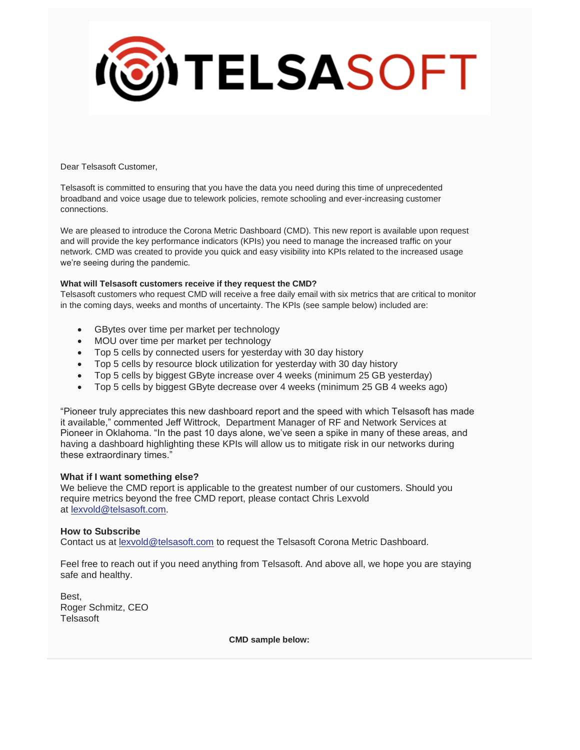Dear Telsasoft Customer,

Telsasoft is committed to ensuring that you have the data you need during this time of unprecedented broadband and voice usage due to telework policies, remote schooling and ever-increasing customer connections.

We are pleased to introduce the Corona Metric Dashboard (CMD). This new report is available upon request and will provide the key performance indicators (KPIs) you need to manage the increased traffic on your network. CMD was created to provide you quick and easy visibility into KPIs related to the increased usage we're seeing during the pandemic.

**What will Telsasoft customers receive if they request the CMD?**
Telsasoft customers who request CMD will receive a free daily email with six metrics that are critical to monitor in the coming days, weeks and months of uncertainty. The KPIs (see sample below) included are:

- GBytes over time per market per technology
- MOU over time per market per technology
- Top 5 cells by connected users for yesterday with 30 day history
- Top 5 cells by resource block utilization for yesterday with 30 day history
- Top 5 cells by biggest GByte increase over 4 weeks (minimum 25 GB yesterday)
- Top 5 cells by biggest GByte decrease over 4 weeks (minimum 25 GB 4 weeks ago)

"Pioneer truly appreciates this new dashboard report and the speed with which Telsasoft has made it available," commented Jeff Wittrock, Department Manager of RF and Network Services at Pioneer in Oklahoma. "In the past 10 days alone, we've seen a spike in many of these areas, and having a dashboard highlighting these KPIs will allow us to mitigate risk in our networks during these extraordinary times."

**What if I want something else?**
We believe the CMD report is applicable to the greatest number of our customers. Should you require metrics beyond the free CMD report, please contact Chris Lexvold at lexvold@telsasoft.com.

**How to Subscribe**
Contact us at lexvold@telsasoft.com to request the Telsasoft Corona Metric Dashboard.

Feel free to reach out if you need anything from Telsasoft. And above all, we hope you are staying safe and healthy.

Best,
Roger Schmitz, CEO
Telsasoft

**CMD sample below:**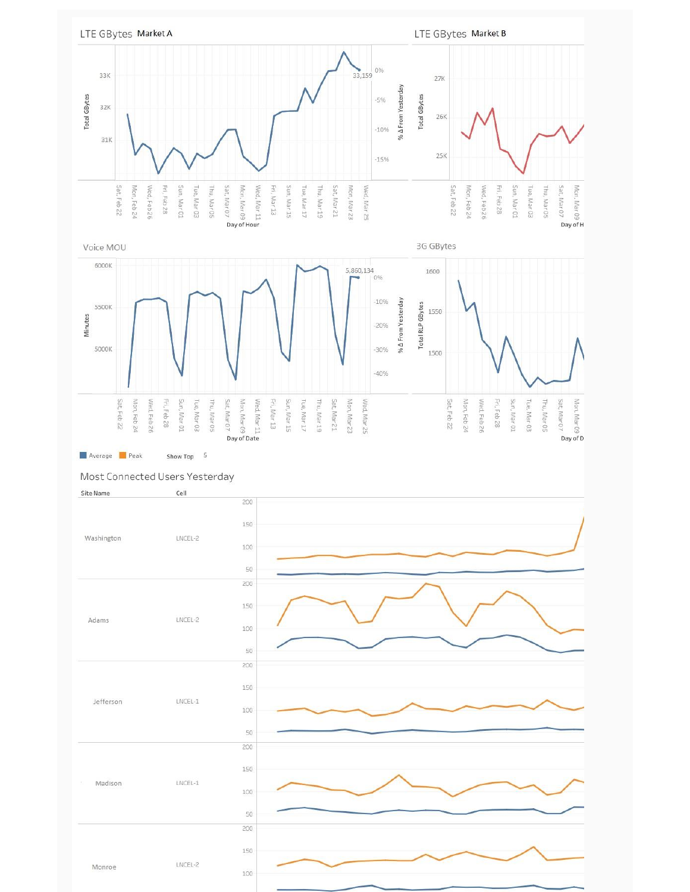LTE GBytes Market A

Total GBytes

33K
32K
31K

33,159

0%
-5%
-10%
-15%

% Δ From Yesterday

Sat, Feb 22
Mon, Feb 24
Wed, Feb 26
Fri, Feb 28
Sun, Mar 01
Tue, Mar 03
Thu, Mar 05
Sat, Mar 07
Mon, Mar 09
Wed, Mar 11
Fri, Mar 13
Sun, Mar 15
Tue, Mar 17
Thu, Mar 19
Sat, Mar 21
Mon, Mar 23
Wed, Mar 25

Day of Hour

LTE GBytes Market B

Total GBytes

27K
26K
25K

Sat, Feb 22
Mon, Feb 24
Wed, Feb 26
Fri, Feb 28
Sun, Mar 01
Tue, Mar 03
Thu, Mar 05
Sat, Mar 07
Mon, Mar 09

Day of H

Voice MOU

Minutes

6000K
5500K
5000K

5,860,134

0%
-10%
-20%
-30%
-40%

% Δ From Yesterday

Sat, Feb 22
Mon, Feb 24
Wed, Feb 26
Fri, Feb 28
Sun, Mar 01
Tue, Mar 03
Thu, Mar 05
Sat, Mar 07
Mon, Mar 09
Wed, Mar 11
Fri, Mar 13
Sun, Mar 15
Tue, Mar 17
Thu, Mar 19
Sat, Mar 21
Mon, Mar 23
Wed, Mar 25

Day of Date

3G GBytes

Total RLP GBytes

1600
1550
1500

Sat, Feb 22
Mon, Feb 24
Wed, Feb 26
Fri, Feb 28
Sun, Mar 01
Tue, Mar 03
Thu, Mar 05
Sat, Mar 07
Mon, Mar 09

Day of D

Average Peak

Show Top 5

Most Connected Users Yesterday

Site Name

Cell

Washington LNCEL-2

200
150
100
50

Adams LNCEL-2

200
150
100
50

Jefferson LNCEL-1

200
150
100
50

Madison LNCEL-1

200
150
100
50

Monroe LNCEL-2

200
150
100